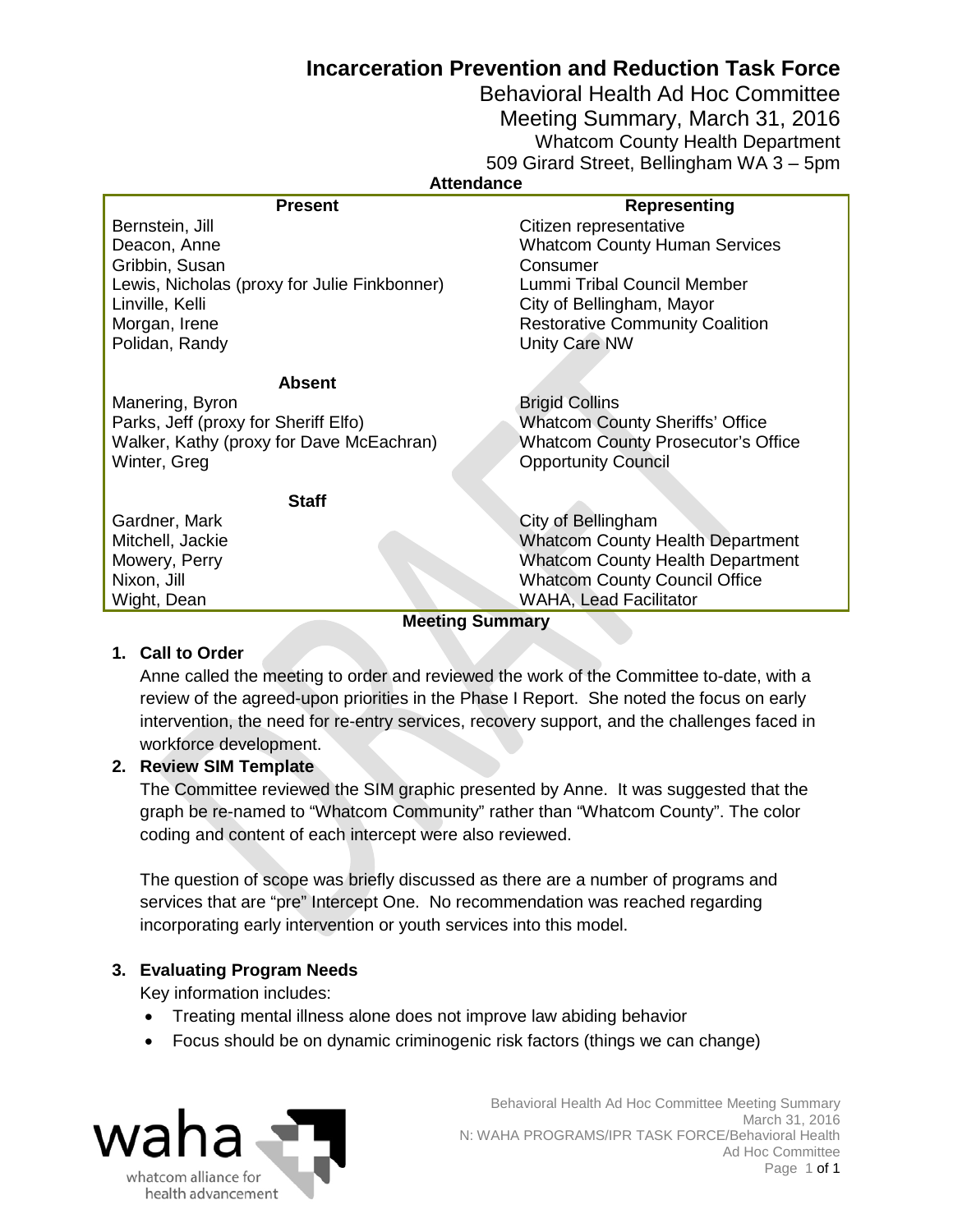# Incarceration Prevention and Reduction Task Force

## Behavioral Health Ad Hoc Committee

### Meeting Summary, March 31, 2016

Whatcom County Health Department
509 Girard Street, Bellingham WA 3 – 5pm

**Attendance**

| Present | Representing |
|---|---|
| Bernstein, Jill | Citizen representative |
| Deacon, Anne | Whatcom County Human Services |
| Gribbin, Susan | Consumer |
| Lewis, Nicholas (proxy for Julie Finkbonner) | Lummi Tribal Council Member |
| Linville, Kelli | City of Bellingham, Mayor |
| Morgan, Irene | Restorative Community Coalition |
| Polidan, Randy | Unity Care NW |
| **Absent** | |
| Manering, Byron | Brigid Collins |
| Parks, Jeff (proxy for Sheriff Elfo) | Whatcom County Sheriffs' Office |
| Walker, Kathy (proxy for Dave McEachran) | Whatcom County Prosecutor's Office |
| Winter, Greg | Opportunity Council |
| **Staff** | |
| Gardner, Mark | City of Bellingham |
| Mitchell, Jackie | Whatcom County Health Department |
| Mowery, Perry | Whatcom County Health Department |
| Nixon, Jill | Whatcom County Council Office |
| Wight, Dean | WAHA, Lead Facilitator |

**Meeting Summary**

1. **Call to Order**

   Anne called the meeting to order and reviewed the work of the Committee to-date, with a review of the agreed-upon priorities in the Phase I Report. She noted the focus on early intervention, the need for re-entry services, recovery support, and the challenges faced in workforce development.

2. **Review SIM Template**

   The Committee reviewed the SIM graphic presented by Anne. It was suggested that the graph be re-named to "Whatcom Community" rather than "Whatcom County". The color coding and content of each intercept were also reviewed.

   The question of scope was briefly discussed as there are a number of programs and services that are "pre" Intercept One. No recommendation was reached regarding incorporating early intervention or youth services into this model.

3. **Evaluating Program Needs**

   Key information includes:

   - Treating mental illness alone does not improve law abiding behavior
   - Focus should be on dynamic criminogenic risk factors (things we can change)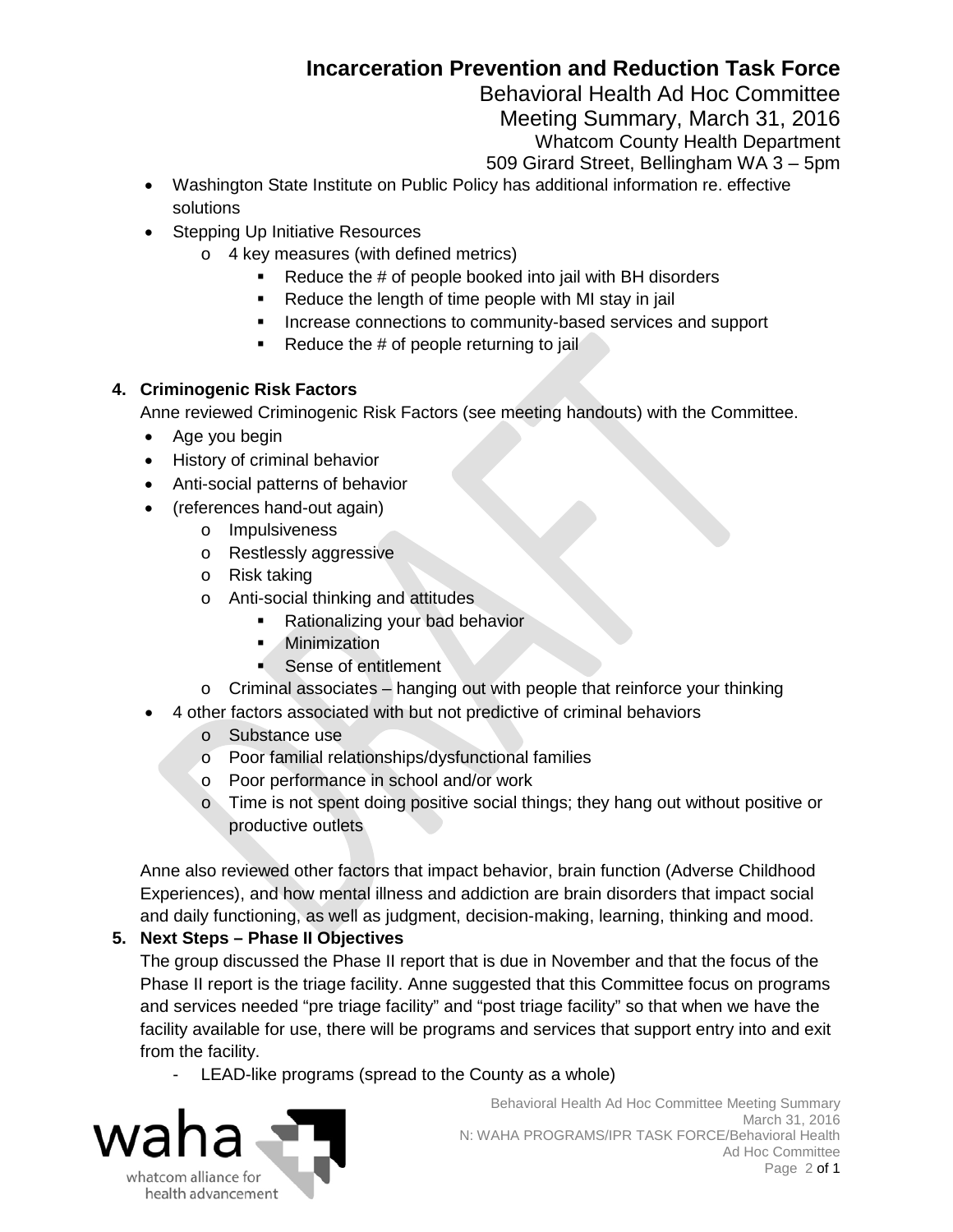- Washington State Institute on Public Policy has additional information re. effective solutions
- Stepping Up Initiative Resources
  - 4 key measures (with defined metrics)
    - Reduce the # of people booked into jail with BH disorders
    - Reduce the length of time people with MI stay in jail
    - Increase connections to community-based services and support
    - Reduce the # of people returning to jail

**4. Criminogenic Risk Factors**

Anne reviewed Criminogenic Risk Factors (see meeting handouts) with the Committee.

- Age you begin
- History of criminal behavior
- Anti-social patterns of behavior
- (references hand-out again)
  - Impulsiveness
  - Restlessly aggressive
  - Risk taking
  - Anti-social thinking and attitudes
    - Rationalizing your bad behavior
    - Minimization
    - Sense of entitlement
  - Criminal associates – hanging out with people that reinforce your thinking
- 4 other factors associated with but not predictive of criminal behaviors
  - Substance use
  - Poor familial relationships/dysfunctional families
  - Poor performance in school and/or work
  - Time is not spent doing positive social things; they hang out without positive or productive outlets

Anne also reviewed other factors that impact behavior, brain function (Adverse Childhood Experiences), and how mental illness and addiction are brain disorders that impact social and daily functioning, as well as judgment, decision-making, learning, thinking and mood.

**5. Next Steps – Phase II Objectives**

The group discussed the Phase II report that is due in November and that the focus of the Phase II report is the triage facility. Anne suggested that this Committee focus on programs and services needed "pre triage facility" and "post triage facility" so that when we have the facility available for use, there will be programs and services that support entry into and exit from the facility.

- LEAD-like programs (spread to the County as a whole)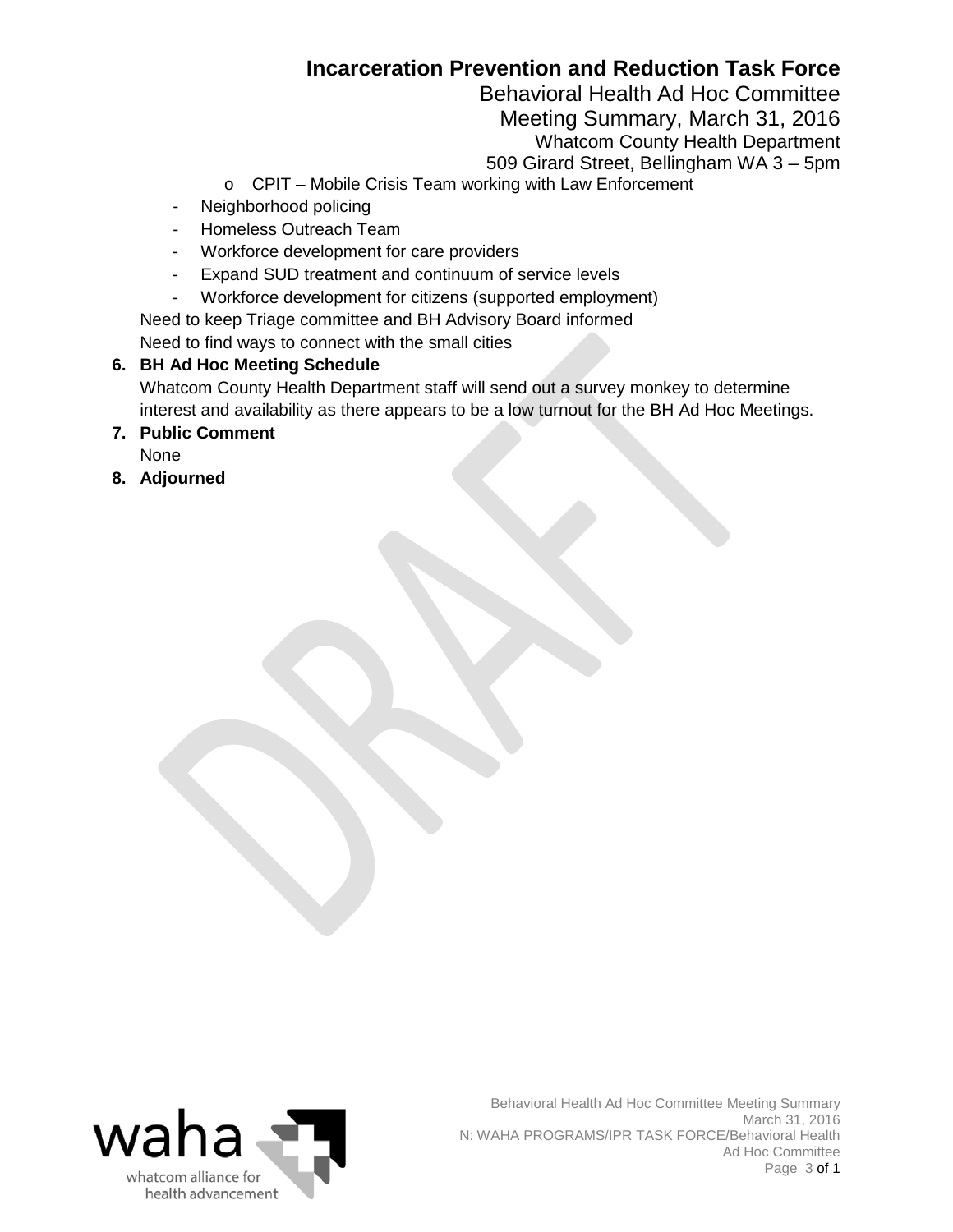- CPIT – Mobile Crisis Team working with Law Enforcement

- Neighborhood policing
- Homeless Outreach Team
- Workforce development for care providers
- Expand SUD treatment and continuum of service levels
- Workforce development for citizens (supported employment)

Need to keep Triage committee and BH Advisory Board informed

Need to find ways to connect with the small cities

6. **BH Ad Hoc Meeting Schedule**

   Whatcom County Health Department staff will send out a survey monkey to determine interest and availability as there appears to be a low turnout for the BH Ad Hoc Meetings.

7. **Public Comment**

   None

8. **Adjourned**